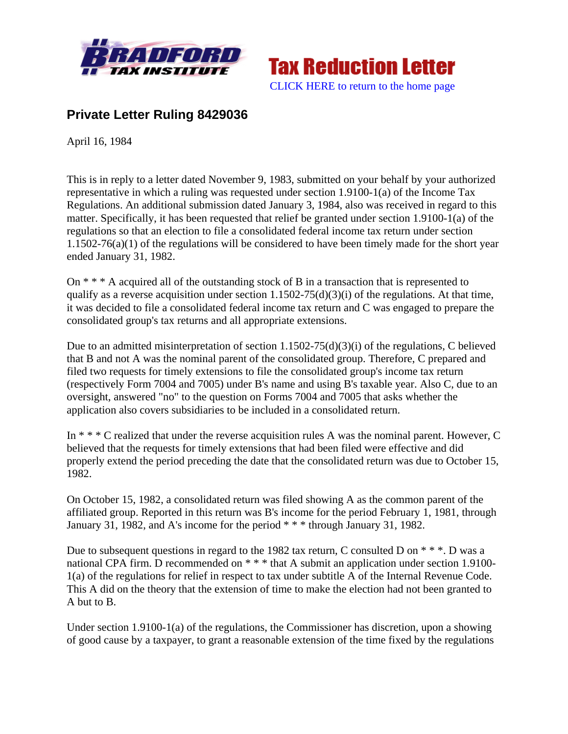# Private Letter Ruling 8429036

April 16, 1984

This is in reply to a letter dated November 9, 1983, submitted on your behalf by your authorized representative in which a ruling was requested under section 1.9100-1(a) of the Income Tax Regulations. An additional submission dated January 3, 1984, also was received in regard to this matter. Specifically, it has been requested that relief be granted under section 1.9100-1(a) of the regulations so that an election to file a consolidated federal income tax return under section 1.1502-76(a)(1) of the regulations will be considered to have been timely made for the short year ended January 31, 1982.

On * * * A acquired all of the outstanding stock of B in a transaction that is represented to qualify as a reverse acquisition under section 1.1502-75(d)(3)(i) of the regulations. At that time, it was decided to file a consolidated federal income tax return and C was engaged to prepare the consolidated group's tax returns and all appropriate extensions.

Due to an admitted misinterpretation of section 1.1502-75(d)(3)(i) of the regulations, C believed that B and not A was the nominal parent of the consolidated group. Therefore, C prepared and filed two requests for timely extensions to file the consolidated group's income tax return (respectively Form 7004 and 7005) under B's name and using B's taxable year. Also C, due to an oversight, answered "no" to the question on Forms 7004 and 7005 that asks whether the application also covers subsidiaries to be included in a consolidated return.

In * * * C realized that under the reverse acquisition rules A was the nominal parent. However, C believed that the requests for timely extensions that had been filed were effective and did properly extend the period preceding the date that the consolidated return was due to October 15, 1982.

On October 15, 1982, a consolidated return was filed showing A as the common parent of the affiliated group. Reported in this return was B's income for the period February 1, 1981, through January 31, 1982, and A's income for the period * * * through January 31, 1982.

Due to subsequent questions in regard to the 1982 tax return, C consulted D on * * *. D was a national CPA firm. D recommended on * * * that A submit an application under section 1.9100-1(a) of the regulations for relief in respect to tax under subtitle A of the Internal Revenue Code. This A did on the theory that the extension of time to make the election had not been granted to A but to B.

Under section 1.9100-1(a) of the regulations, the Commissioner has discretion, upon a showing of good cause by a taxpayer, to grant a reasonable extension of the time fixed by the regulations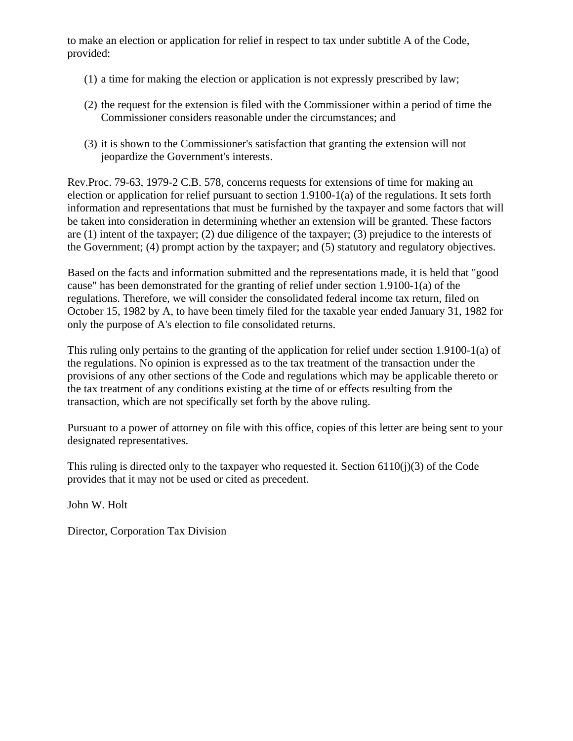to make an election or application for relief in respect to tax under subtitle A of the Code, provided:

(1) a time for making the election or application is not expressly prescribed by law;

(2) the request for the extension is filed with the Commissioner within a period of time the Commissioner considers reasonable under the circumstances; and

(3) it is shown to the Commissioner's satisfaction that granting the extension will not jeopardize the Government's interests.

Rev.Proc. 79-63, 1979-2 C.B. 578, concerns requests for extensions of time for making an election or application for relief pursuant to section 1.9100-1(a) of the regulations. It sets forth information and representations that must be furnished by the taxpayer and some factors that will be taken into consideration in determining whether an extension will be granted. These factors are (1) intent of the taxpayer; (2) due diligence of the taxpayer; (3) prejudice to the interests of the Government; (4) prompt action by the taxpayer; and (5) statutory and regulatory objectives.

Based on the facts and information submitted and the representations made, it is held that "good cause" has been demonstrated for the granting of relief under section 1.9100-1(a) of the regulations. Therefore, we will consider the consolidated federal income tax return, filed on October 15, 1982 by A, to have been timely filed for the taxable year ended January 31, 1982 for only the purpose of A's election to file consolidated returns.

This ruling only pertains to the granting of the application for relief under section 1.9100-1(a) of the regulations. No opinion is expressed as to the tax treatment of the transaction under the provisions of any other sections of the Code and regulations which may be applicable thereto or the tax treatment of any conditions existing at the time of or effects resulting from the transaction, which are not specifically set forth by the above ruling.

Pursuant to a power of attorney on file with this office, copies of this letter are being sent to your designated representatives.

This ruling is directed only to the taxpayer who requested it. Section 6110(j)(3) of the Code provides that it may not be used or cited as precedent.

John W. Holt

Director, Corporation Tax Division